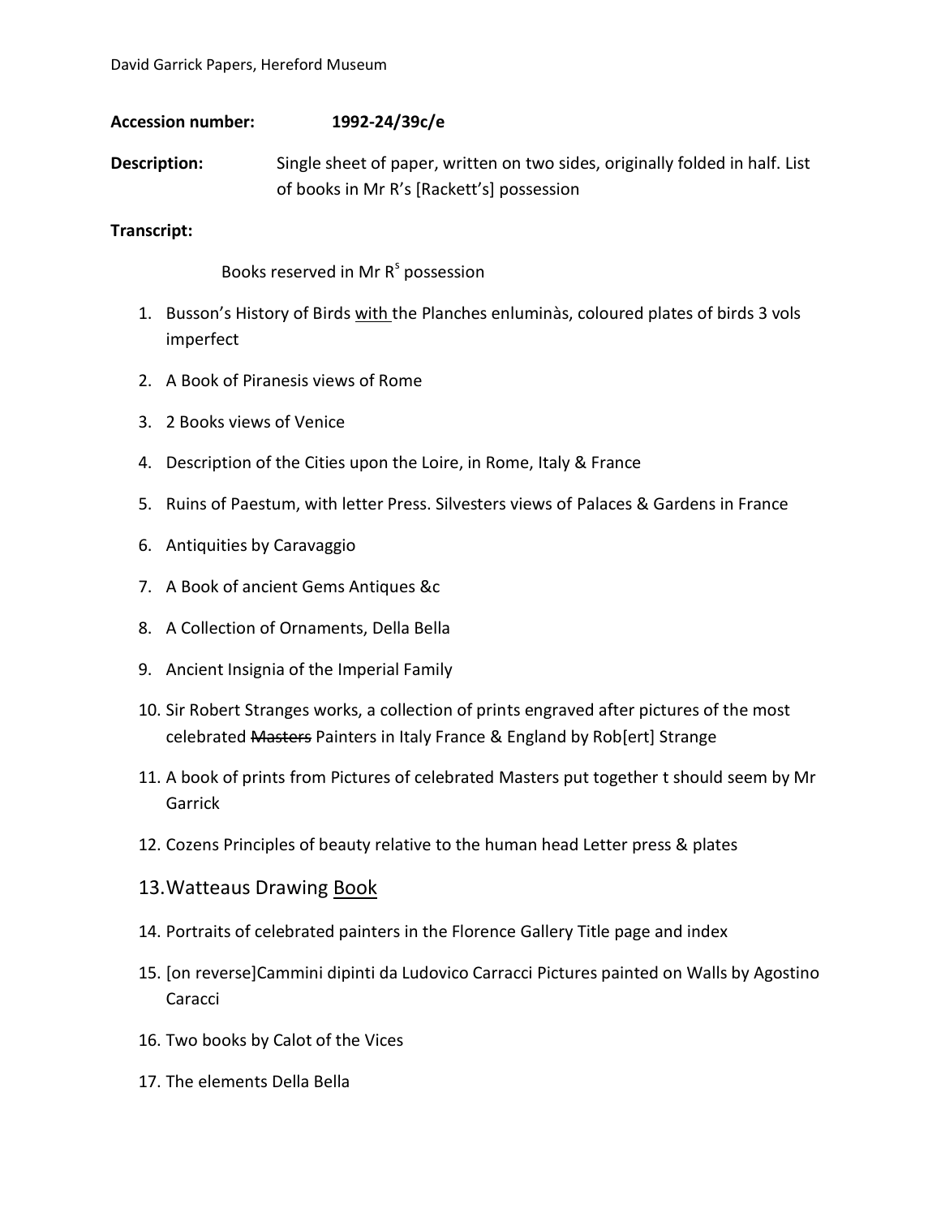David Garrick Papers, Hereford Museum

**Accession number:** **1992-24/39c/e**

**Description:** Single sheet of paper, written on two sides, originally folded in half. List of books in Mr R's [Rackett's] possession

**Transcript:**

Books reserved in Mr R$^{s}$ possession

1. Busson's History of Birds <u>with</u> the Planches enluminàs, coloured plates of birds 3 vols imperfect
2. A Book of Piranesis views of Rome
3. 2 Books views of Venice
4. Description of the Cities upon the Loire, in Rome, Italy & France
5. Ruins of Paestum, with letter Press. Silvesters views of Palaces & Gardens in France
6. Antiquities by Caravaggio
7. A Book of ancient Gems Antiques &c
8. A Collection of Ornaments, Della Bella
9. Ancient Insignia of the Imperial Family
10. Sir Robert Stranges works, a collection of prints engraved after pictures of the most celebrated ~~Masters~~ Painters in Italy France & England by Rob[ert] Strange
11. A book of prints from Pictures of celebrated Masters put together t should seem by Mr Garrick
12. Cozens Principles of beauty relative to the human head Letter press & plates
13. Watteaus Drawing <u>Book</u>
14. Portraits of celebrated painters in the Florence Gallery Title page and index
15. [on reverse]Cammini dipinti da Ludovico Carracci Pictures painted on Walls by Agostino Caracci
16. Two books by Calot of the Vices
17. The elements Della Bella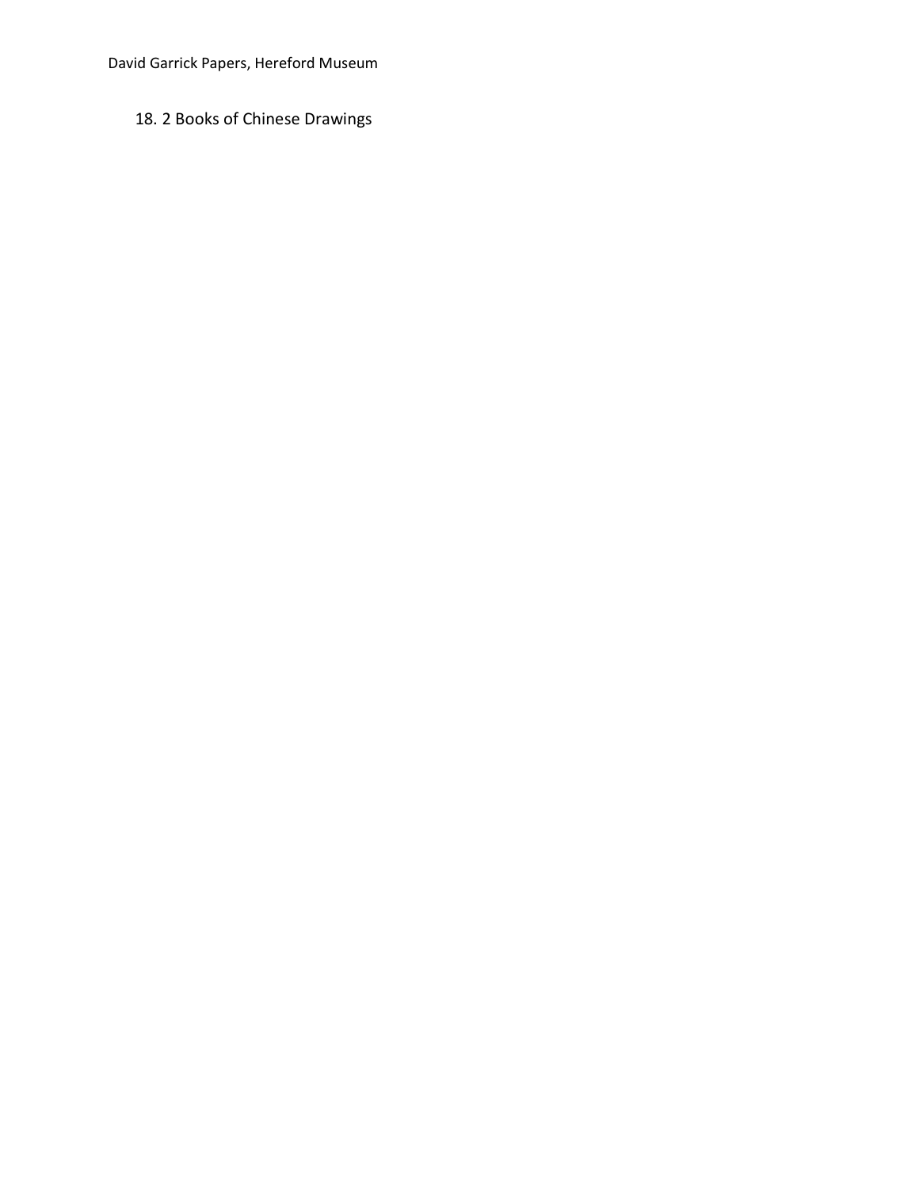18. 2 Books of Chinese Drawings